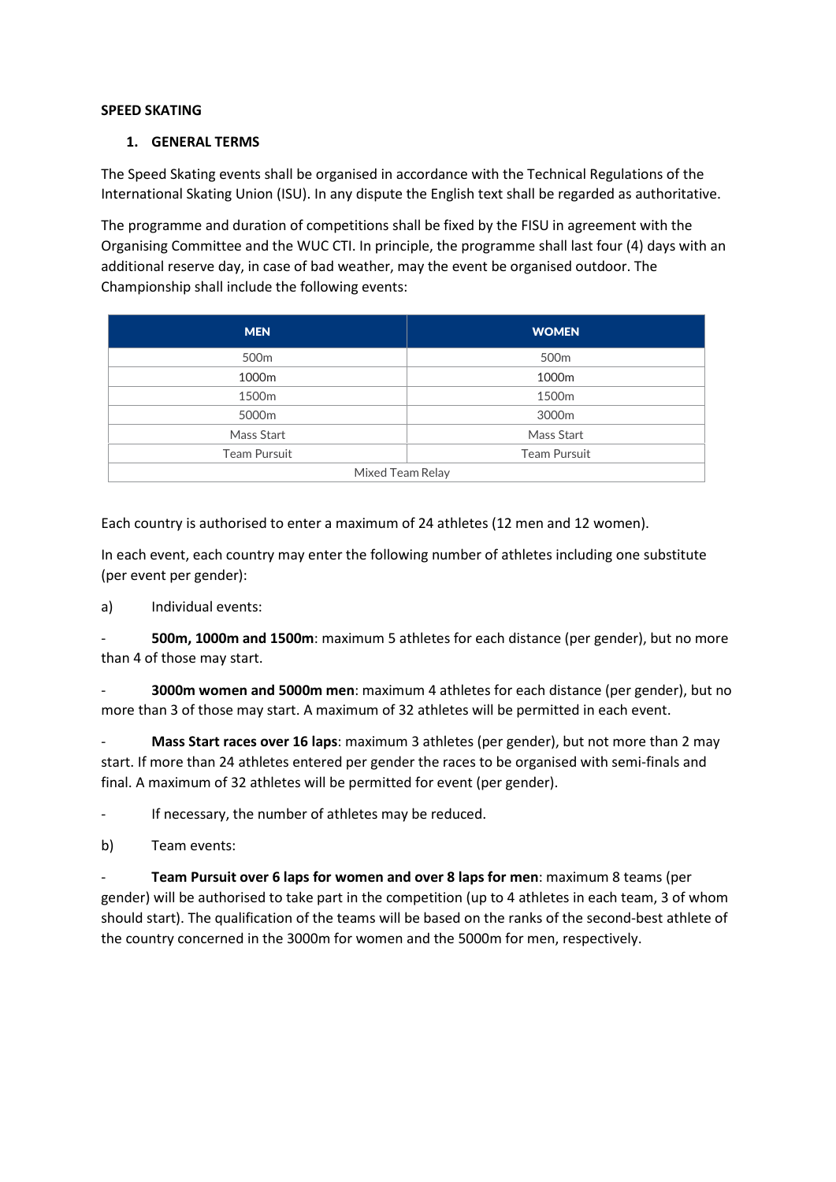**SPEED SKATING**

## 1. GENERAL TERMS

The Speed Skating events shall be organised in accordance with the Technical Regulations of the International Skating Union (ISU). In any dispute the English text shall be regarded as authoritative.

The programme and duration of competitions shall be fixed by the FISU in agreement with the Organising Committee and the WUC CTI. In principle, the programme shall last four (4) days with an additional reserve day, in case of bad weather, may the event be organised outdoor. The Championship shall include the following events:

| MEN | WOMEN |
|---|---|
| 500m | 500m |
| 1000m | 1000m |
| 1500m | 1500m |
| 5000m | 3000m |
| Mass Start | Mass Start |
| Team Pursuit | Team Pursuit |
| Mixed Team Relay | |

Each country is authorised to enter a maximum of 24 athletes (12 men and 12 women).

In each event, each country may enter the following number of athletes including one substitute (per event per gender):

a) Individual events:

- **500m, 1000m and 1500m**: maximum 5 athletes for each distance (per gender), but no more than 4 of those may start.
- **3000m women and 5000m men**: maximum 4 athletes for each distance (per gender), but no more than 3 of those may start. A maximum of 32 athletes will be permitted in each event.
- **Mass Start races over 16 laps**: maximum 3 athletes (per gender), but not more than 2 may start. If more than 24 athletes entered per gender the races to be organised with semi-finals and final. A maximum of 32 athletes will be permitted for event (per gender).
- If necessary, the number of athletes may be reduced.

b) Team events:

- **Team Pursuit over 6 laps for women and over 8 laps for men**: maximum 8 teams (per gender) will be authorised to take part in the competition (up to 4 athletes in each team, 3 of whom should start). The qualification of the teams will be based on the ranks of the second-best athlete of the country concerned in the 3000m for women and the 5000m for men, respectively.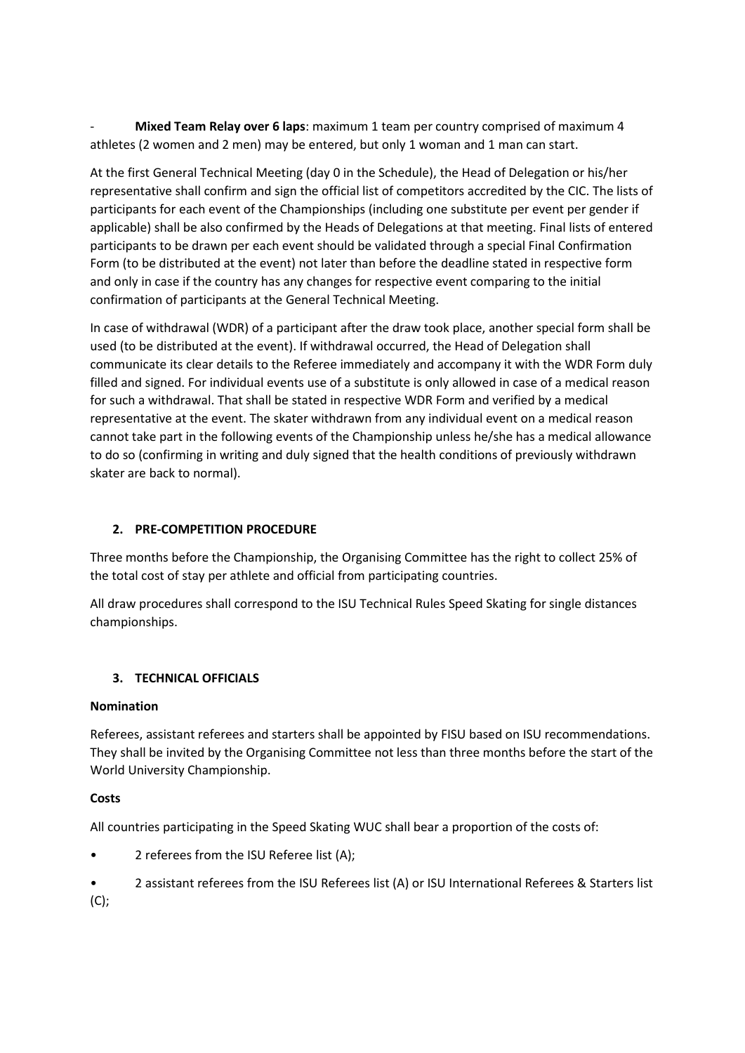- **Mixed Team Relay over 6 laps**: maximum 1 team per country comprised of maximum 4 athletes (2 women and 2 men) may be entered, but only 1 woman and 1 man can start.

At the first General Technical Meeting (day 0 in the Schedule), the Head of Delegation or his/her representative shall confirm and sign the official list of competitors accredited by the CIC. The lists of participants for each event of the Championships (including one substitute per event per gender if applicable) shall be also confirmed by the Heads of Delegations at that meeting. Final lists of entered participants to be drawn per each event should be validated through a special Final Confirmation Form (to be distributed at the event) not later than before the deadline stated in respective form and only in case if the country has any changes for respective event comparing to the initial confirmation of participants at the General Technical Meeting.

In case of withdrawal (WDR) of a participant after the draw took place, another special form shall be used (to be distributed at the event). If withdrawal occurred, the Head of Delegation shall communicate its clear details to the Referee immediately and accompany it with the WDR Form duly filled and signed. For individual events use of a substitute is only allowed in case of a medical reason for such a withdrawal. That shall be stated in respective WDR Form and verified by a medical representative at the event. The skater withdrawn from any individual event on a medical reason cannot take part in the following events of the Championship unless he/she has a medical allowance to do so (confirming in writing and duly signed that the health conditions of previously withdrawn skater are back to normal).

## 2. PRE-COMPETITION PROCEDURE

Three months before the Championship, the Organising Committee has the right to collect 25% of the total cost of stay per athlete and official from participating countries.

All draw procedures shall correspond to the ISU Technical Rules Speed Skating for single distances championships.

## 3. TECHNICAL OFFICIALS

**Nomination**

Referees, assistant referees and starters shall be appointed by FISU based on ISU recommendations. They shall be invited by the Organising Committee not less than three months before the start of the World University Championship.

**Costs**

All countries participating in the Speed Skating WUC shall bear a proportion of the costs of:

- 2 referees from the ISU Referee list (A);
- 2 assistant referees from the ISU Referees list (A) or ISU International Referees & Starters list (C);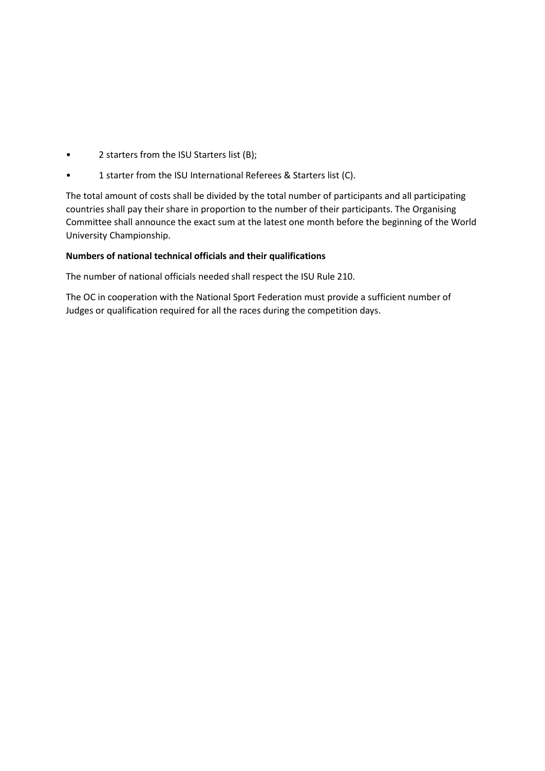- 2 starters from the ISU Starters list (B);
- 1 starter from the ISU International Referees & Starters list (C).

The total amount of costs shall be divided by the total number of participants and all participating countries shall pay their share in proportion to the number of their participants. The Organising Committee shall announce the exact sum at the latest one month before the beginning of the World University Championship.

**Numbers of national technical officials and their qualifications**

The number of national officials needed shall respect the ISU Rule 210.

The OC in cooperation with the National Sport Federation must provide a sufficient number of Judges or qualification required for all the races during the competition days.